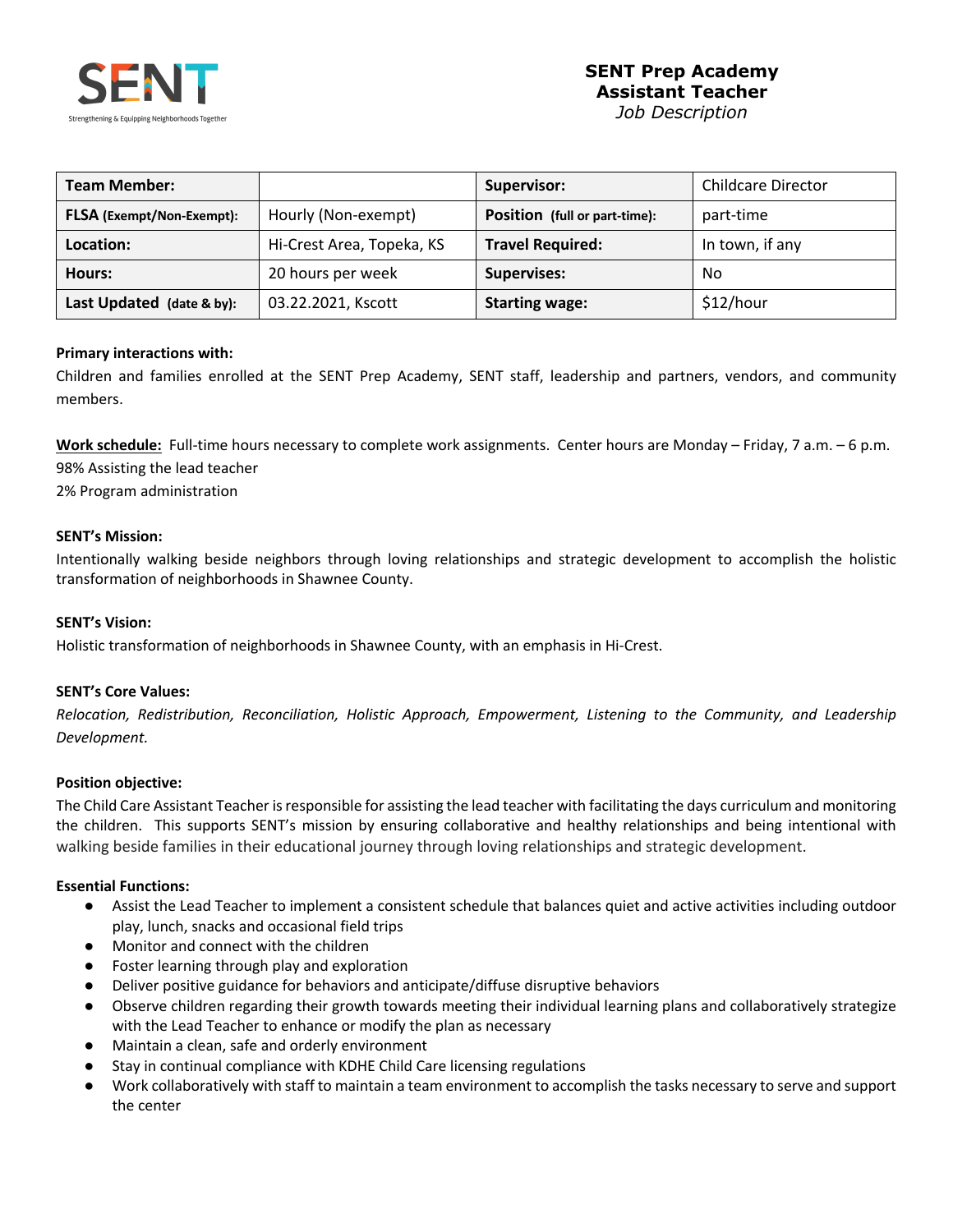SENT
Strengthening & Equipping Neighborhoods Together

# SENT Prep Academy
## Assistant Teacher
*Job Description*

| Team Member: | | Supervisor: | Childcare Director |
|---|---|---|---|
| FLSA (Exempt/Non-Exempt): | Hourly (Non-exempt) | Position (full or part-time): | part-time |
| Location: | Hi-Crest Area, Topeka, KS | Travel Required: | In town, if any |
| Hours: | 20 hours per week | Supervises: | No |
| Last Updated (date & by): | 03.22.2021, Kscott | Starting wage: | $12/hour |

**Primary interactions with:**
Children and families enrolled at the SENT Prep Academy, SENT staff, leadership and partners, vendors, and community members.

**Work schedule:** Full-time hours necessary to complete work assignments. Center hours are Monday – Friday, 7 a.m. – 6 p.m.
98% Assisting the lead teacher
2% Program administration

**SENT's Mission:**
Intentionally walking beside neighbors through loving relationships and strategic development to accomplish the holistic transformation of neighborhoods in Shawnee County.

**SENT's Vision:**
Holistic transformation of neighborhoods in Shawnee County, with an emphasis in Hi-Crest.

**SENT's Core Values:**
*Relocation, Redistribution, Reconciliation, Holistic Approach, Empowerment, Listening to the Community, and Leadership Development.*

**Position objective:**
The Child Care Assistant Teacher is responsible for assisting the lead teacher with facilitating the days curriculum and monitoring the children. This supports SENT's mission by ensuring collaborative and healthy relationships and being intentional with walking beside families in their educational journey through loving relationships and strategic development.

**Essential Functions:**

- Assist the Lead Teacher to implement a consistent schedule that balances quiet and active activities including outdoor play, lunch, snacks and occasional field trips
- Monitor and connect with the children
- Foster learning through play and exploration
- Deliver positive guidance for behaviors and anticipate/diffuse disruptive behaviors
- Observe children regarding their growth towards meeting their individual learning plans and collaboratively strategize with the Lead Teacher to enhance or modify the plan as necessary
- Maintain a clean, safe and orderly environment
- Stay in continual compliance with KDHE Child Care licensing regulations
- Work collaboratively with staff to maintain a team environment to accomplish the tasks necessary to serve and support the center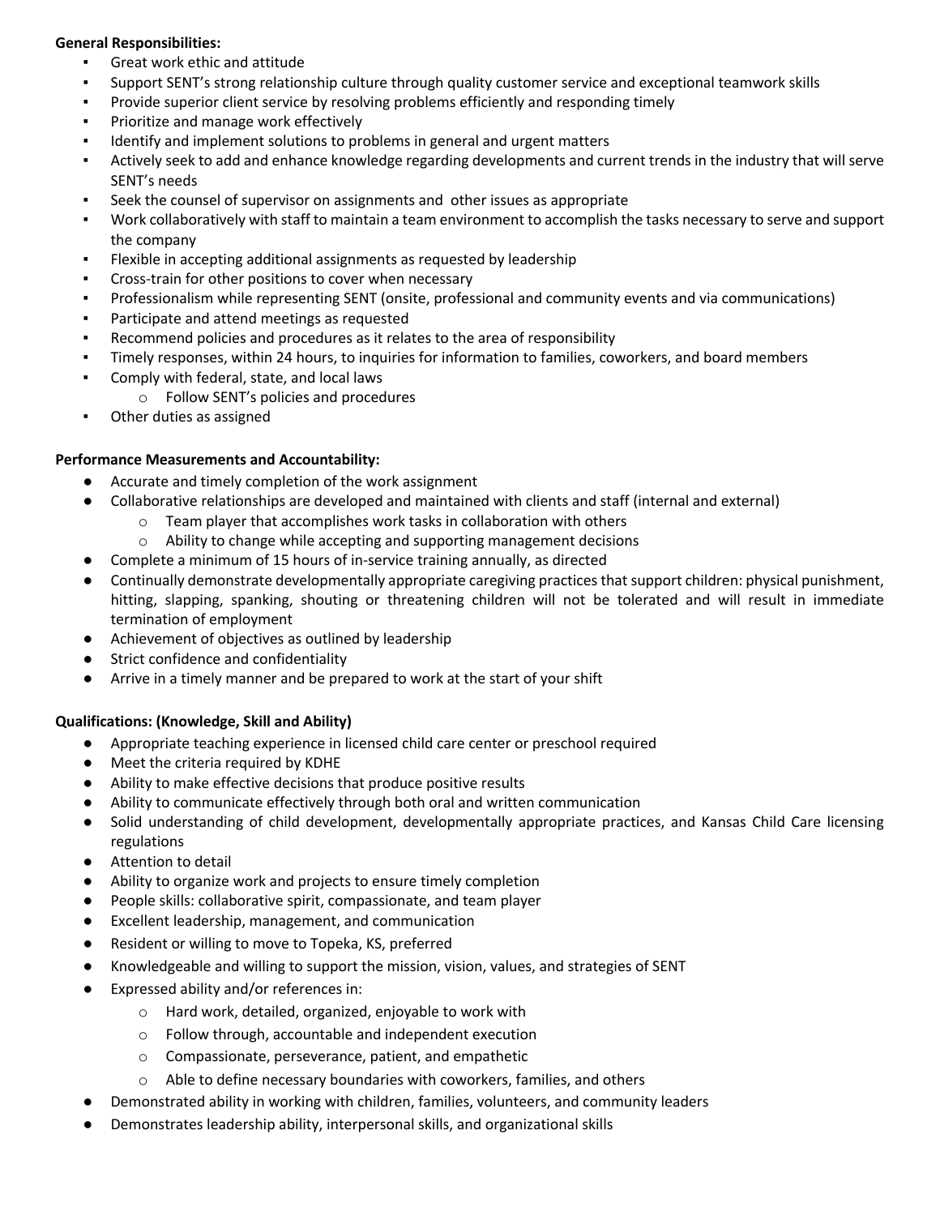**General Responsibilities:**

- Great work ethic and attitude
- Support SENT's strong relationship culture through quality customer service and exceptional teamwork skills
- Provide superior client service by resolving problems efficiently and responding timely
- Prioritize and manage work effectively
- Identify and implement solutions to problems in general and urgent matters
- Actively seek to add and enhance knowledge regarding developments and current trends in the industry that will serve SENT's needs
- Seek the counsel of supervisor on assignments and other issues as appropriate
- Work collaboratively with staff to maintain a team environment to accomplish the tasks necessary to serve and support the company
- Flexible in accepting additional assignments as requested by leadership
- Cross-train for other positions to cover when necessary
- Professionalism while representing SENT (onsite, professional and community events and via communications)
- Participate and attend meetings as requested
- Recommend policies and procedures as it relates to the area of responsibility
- Timely responses, within 24 hours, to inquiries for information to families, coworkers, and board members
- Comply with federal, state, and local laws
    - Follow SENT's policies and procedures
- Other duties as assigned

**Performance Measurements and Accountability:**

- Accurate and timely completion of the work assignment
- Collaborative relationships are developed and maintained with clients and staff (internal and external)
    - Team player that accomplishes work tasks in collaboration with others
    - Ability to change while accepting and supporting management decisions
- Complete a minimum of 15 hours of in-service training annually, as directed
- Continually demonstrate developmentally appropriate caregiving practices that support children: physical punishment, hitting, slapping, spanking, shouting or threatening children will not be tolerated and will result in immediate termination of employment
- Achievement of objectives as outlined by leadership
- Strict confidence and confidentiality
- Arrive in a timely manner and be prepared to work at the start of your shift

**Qualifications: (Knowledge, Skill and Ability)**

- Appropriate teaching experience in licensed child care center or preschool required
- Meet the criteria required by KDHE
- Ability to make effective decisions that produce positive results
- Ability to communicate effectively through both oral and written communication
- Solid understanding of child development, developmentally appropriate practices, and Kansas Child Care licensing regulations
- Attention to detail
- Ability to organize work and projects to ensure timely completion
- People skills: collaborative spirit, compassionate, and team player
- Excellent leadership, management, and communication
- Resident or willing to move to Topeka, KS, preferred
- Knowledgeable and willing to support the mission, vision, values, and strategies of SENT
- Expressed ability and/or references in:
    - Hard work, detailed, organized, enjoyable to work with
    - Follow through, accountable and independent execution
    - Compassionate, perseverance, patient, and empathetic
    - Able to define necessary boundaries with coworkers, families, and others
- Demonstrated ability in working with children, families, volunteers, and community leaders
- Demonstrates leadership ability, interpersonal skills, and organizational skills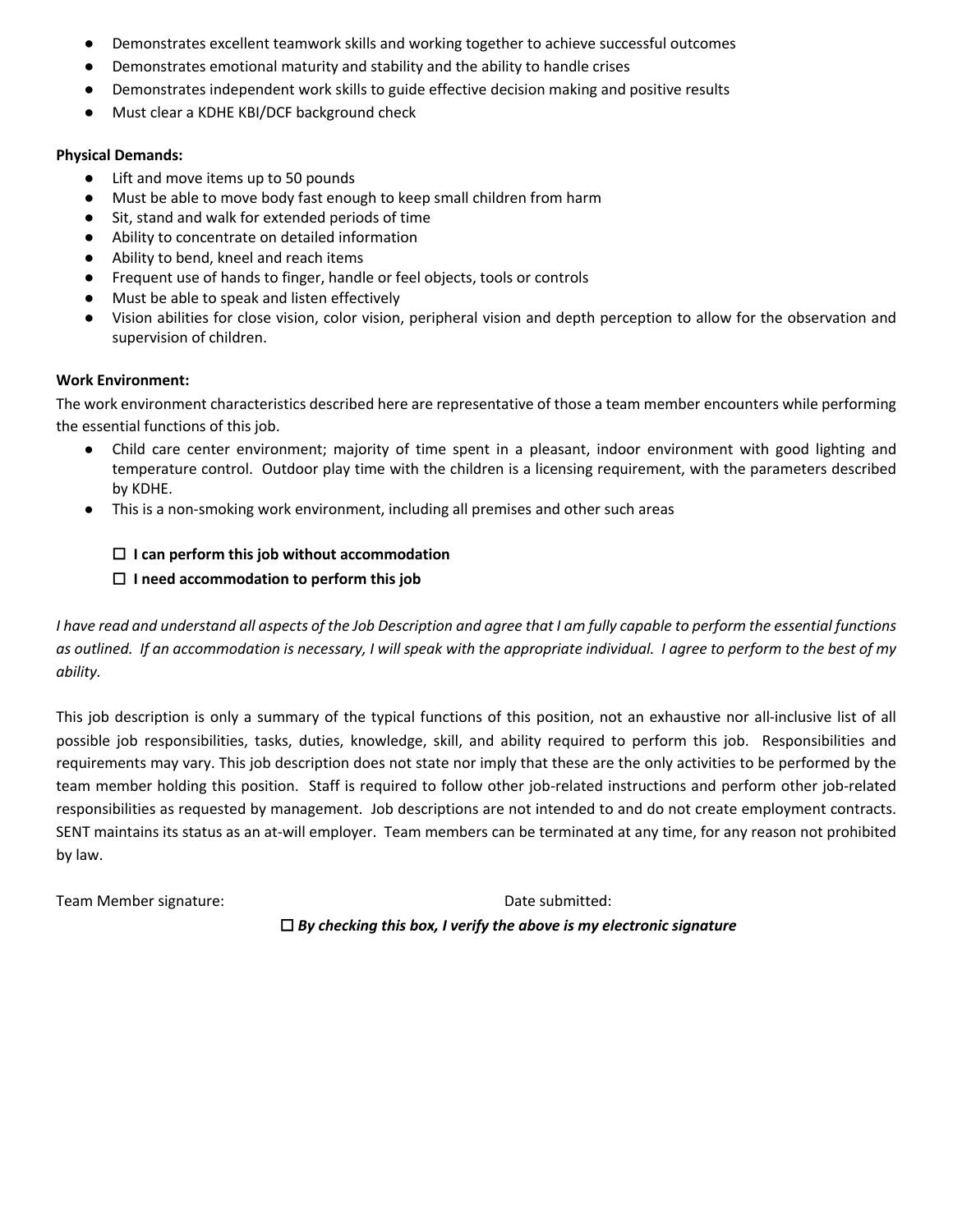- Demonstrates excellent teamwork skills and working together to achieve successful outcomes
- Demonstrates emotional maturity and stability and the ability to handle crises
- Demonstrates independent work skills to guide effective decision making and positive results
- Must clear a KDHE KBI/DCF background check

**Physical Demands:**

- Lift and move items up to 50 pounds
- Must be able to move body fast enough to keep small children from harm
- Sit, stand and walk for extended periods of time
- Ability to concentrate on detailed information
- Ability to bend, kneel and reach items
- Frequent use of hands to finger, handle or feel objects, tools or controls
- Must be able to speak and listen effectively
- Vision abilities for close vision, color vision, peripheral vision and depth perception to allow for the observation and supervision of children.

**Work Environment:**

The work environment characteristics described here are representative of those a team member encounters while performing the essential functions of this job.

- Child care center environment; majority of time spent in a pleasant, indoor environment with good lighting and temperature control. Outdoor play time with the children is a licensing requirement, with the parameters described by KDHE.
- This is a non-smoking work environment, including all premises and other such areas

☐ **I can perform this job without accommodation**

☐ **I need accommodation to perform this job**

*I have read and understand all aspects of the Job Description and agree that I am fully capable to perform the essential functions as outlined. If an accommodation is necessary, I will speak with the appropriate individual. I agree to perform to the best of my ability.*

This job description is only a summary of the typical functions of this position, not an exhaustive nor all-inclusive list of all possible job responsibilities, tasks, duties, knowledge, skill, and ability required to perform this job. Responsibilities and requirements may vary. This job description does not state nor imply that these are the only activities to be performed by the team member holding this position. Staff is required to follow other job-related instructions and perform other job-related responsibilities as requested by management. Job descriptions are not intended to and do not create employment contracts. SENT maintains its status as an at-will employer. Team members can be terminated at any time, for any reason not prohibited by law.

Team Member signature: Date submitted:

☐ ***By checking this box, I verify the above is my electronic signature***